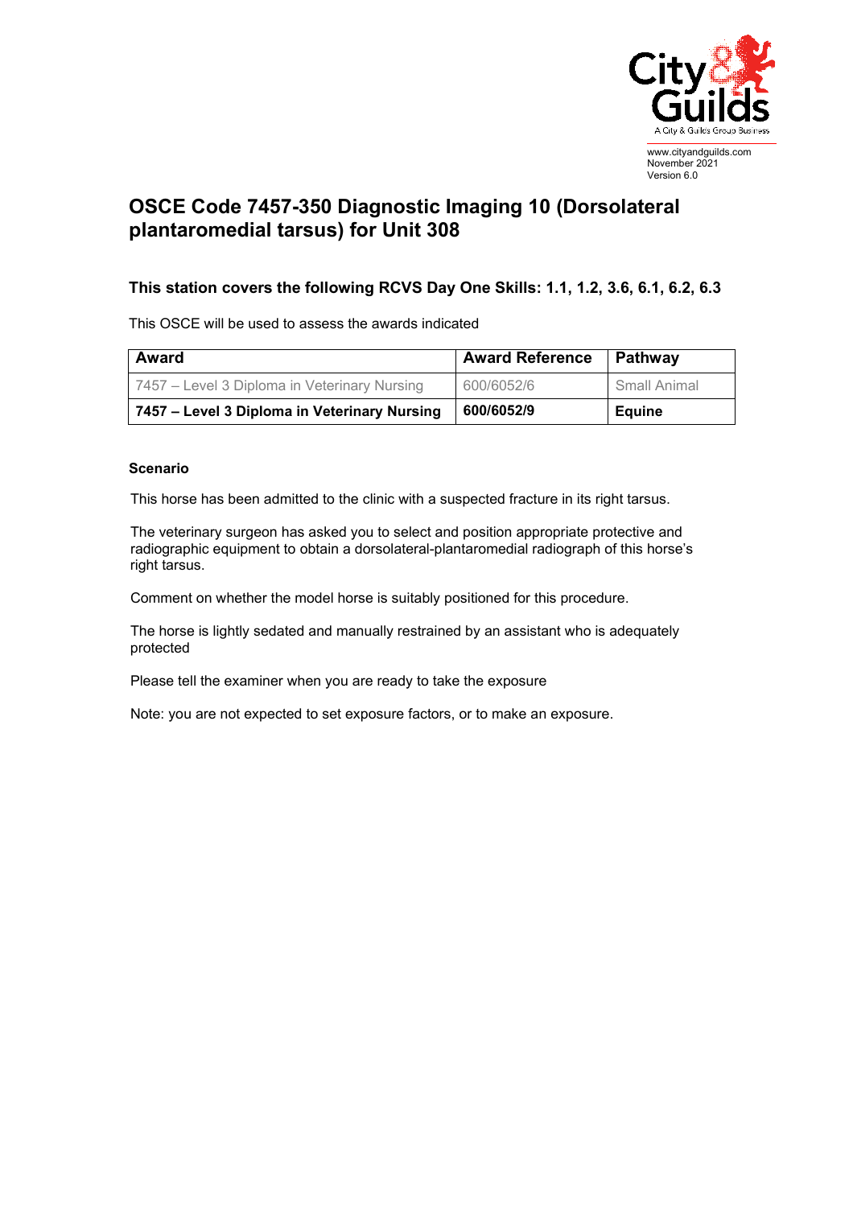www.cityandguilds.com
November 2021
Version 6.0

# OSCE Code 7457-350 Diagnostic Imaging 10 (Dorsolateral plantaromedial tarsus) for Unit 308

### This station covers the following RCVS Day One Skills: 1.1, 1.2, 3.6, 6.1, 6.2, 6.3

This OSCE will be used to assess the awards indicated

| Award | Award Reference | Pathway |
|---|---|---|
| 7457 – Level 3 Diploma in Veterinary Nursing | 600/6052/6 | Small Animal |
| **7457 – Level 3 Diploma in Veterinary Nursing** | **600/6052/9** | **Equine** |

**Scenario**

This horse has been admitted to the clinic with a suspected fracture in its right tarsus.

The veterinary surgeon has asked you to select and position appropriate protective and radiographic equipment to obtain a dorsolateral-plantaromedial radiograph of this horse's right tarsus.

Comment on whether the model horse is suitably positioned for this procedure.

The horse is lightly sedated and manually restrained by an assistant who is adequately protected

Please tell the examiner when you are ready to take the exposure

Note: you are not expected to set exposure factors, or to make an exposure.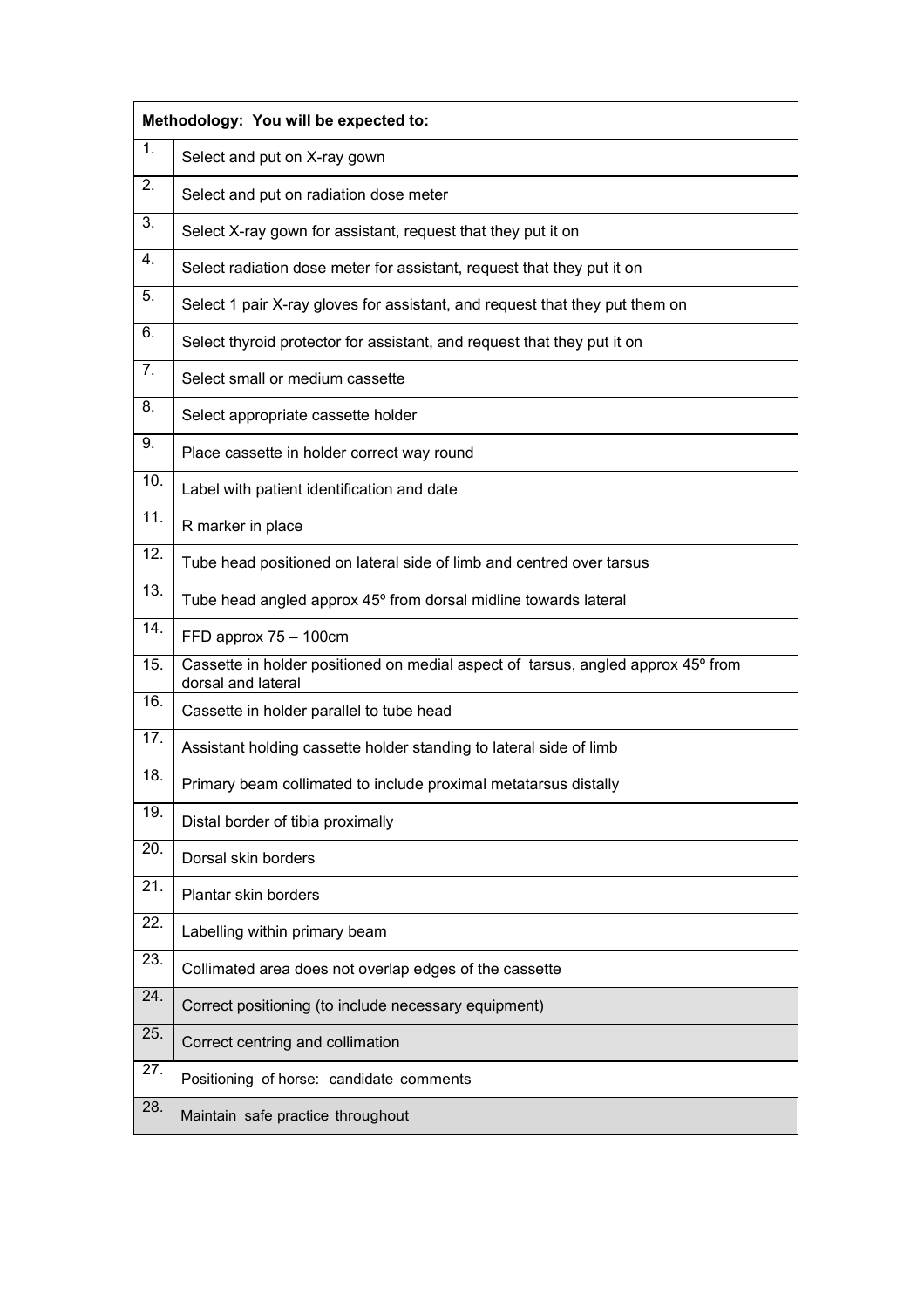| Methodology: You will be expected to: | |
|---|---|
| 1. | Select and put on X-ray gown |
| 2. | Select and put on radiation dose meter |
| 3. | Select X-ray gown for assistant, request that they put it on |
| 4. | Select radiation dose meter for assistant, request that they put it on |
| 5. | Select 1 pair X-ray gloves for assistant, and request that they put them on |
| 6. | Select thyroid protector for assistant, and request that they put it on |
| 7. | Select small or medium cassette |
| 8. | Select appropriate cassette holder |
| 9. | Place cassette in holder correct way round |
| 10. | Label with patient identification and date |
| 11. | R marker in place |
| 12. | Tube head positioned on lateral side of limb and centred over tarsus |
| 13. | Tube head angled approx 45º from dorsal midline towards lateral |
| 14. | FFD approx 75 – 100cm |
| 15. | Cassette in holder positioned on medial aspect of tarsus, angled approx 45º from dorsal and lateral |
| 16. | Cassette in holder parallel to tube head |
| 17. | Assistant holding cassette holder standing to lateral side of limb |
| 18. | Primary beam collimated to include proximal metatarsus distally |
| 19. | Distal border of tibia proximally |
| 20. | Dorsal skin borders |
| 21. | Plantar skin borders |
| 22. | Labelling within primary beam |
| 23. | Collimated area does not overlap edges of the cassette |
| 24. | Correct positioning (to include necessary equipment) |
| 25. | Correct centring and collimation |
| 27. | Positioning of horse: candidate comments |
| 28. | Maintain safe practice throughout |